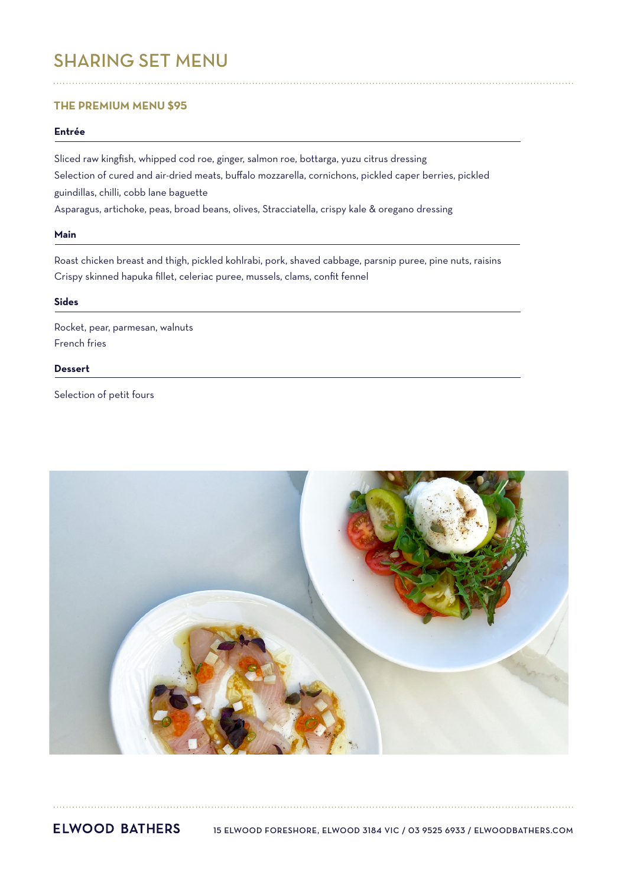# SHARING SET MENU

## THE PREMIUM MENU $95

### Entrée

Sliced raw kingfish, whipped cod roe, ginger, salmon roe, bottarga, yuzu citrus dressing

Selection of cured and air-dried meats, buffalo mozzarella, cornichons, pickled caper berries, pickled guindillas, chilli, cobb lane baguette

Asparagus, artichoke, peas, broad beans, olives, Stracciatella, crispy kale & oregano dressing

### Main

Roast chicken breast and thigh, pickled kohlrabi, pork, shaved cabbage, parsnip puree, pine nuts, raisins

Crispy skinned hapuka fillet, celeriac puree, mussels, clams, confit fennel

### Sides

Rocket, pear, parmesan, walnuts

French fries

### Dessert

Selection of petit fours

**ELWOOD BATHERS** 15 ELWOOD FORESHORE, ELWOOD 3184 VIC / 03 9525 6933 / ELWOODBATHERS.COM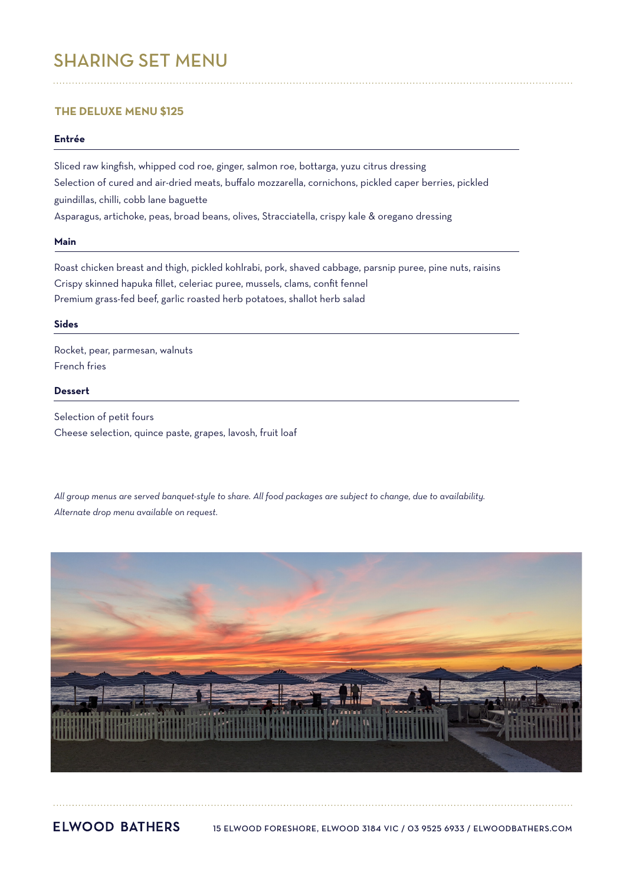# SHARING SET MENU

## THE DELUXE MENU $125

### Entrée

Sliced raw kingfish, whipped cod roe, ginger, salmon roe, bottarga, yuzu citrus dressing
Selection of cured and air-dried meats, buffalo mozzarella, cornichons, pickled caper berries, pickled guindillas, chilli, cobb lane baguette
Asparagus, artichoke, peas, broad beans, olives, Stracciatella, crispy kale & oregano dressing

### Main

Roast chicken breast and thigh, pickled kohlrabi, pork, shaved cabbage, parsnip puree, pine nuts, raisins
Crispy skinned hapuka fillet, celeriac puree, mussels, clams, confit fennel
Premium grass-fed beef, garlic roasted herb potatoes, shallot herb salad

### Sides

Rocket, pear, parmesan, walnuts
French fries

### Dessert

Selection of petit fours
Cheese selection, quince paste, grapes, lavosh, fruit loaf

*All group menus are served banquet-style to share. All food packages are subject to change, due to availability.*
*Alternate drop menu available on request.*

**ELWOOD BATHERS** 15 ELWOOD FORESHORE, ELWOOD 3184 VIC / 03 9525 6933 / ELWOODBATHERS.COM